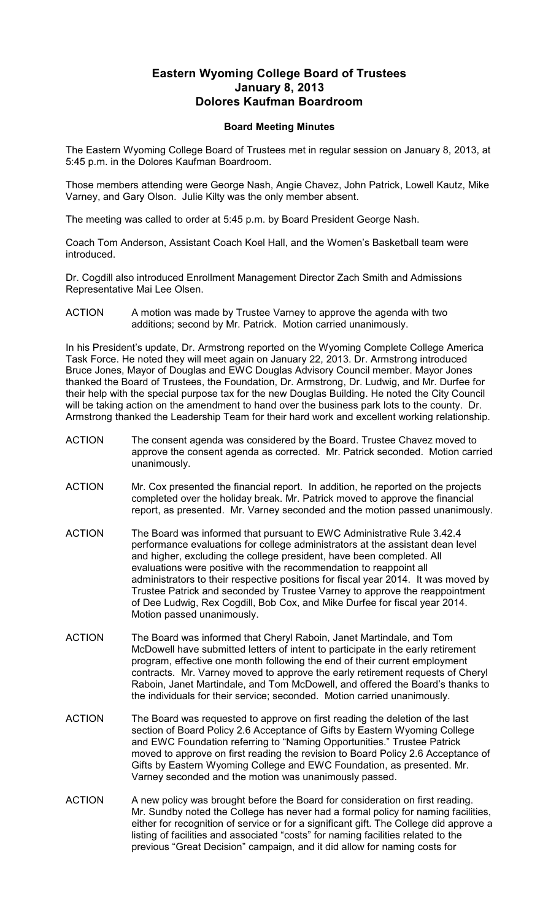# Eastern Wyoming College Board of Trustees
# January 8, 2013
# Dolores Kaufman Boardroom

### Board Meeting Minutes

The Eastern Wyoming College Board of Trustees met in regular session on January 8, 2013, at 5:45 p.m. in the Dolores Kaufman Boardroom.

Those members attending were George Nash, Angie Chavez, John Patrick, Lowell Kautz, Mike Varney, and Gary Olson. Julie Kilty was the only member absent.

The meeting was called to order at 5:45 p.m. by Board President George Nash.

Coach Tom Anderson, Assistant Coach Koel Hall, and the Women's Basketball team were introduced.

Dr. Cogdill also introduced Enrollment Management Director Zach Smith and Admissions Representative Mai Lee Olsen.

ACTION A motion was made by Trustee Varney to approve the agenda with two additions; second by Mr. Patrick. Motion carried unanimously.

In his President's update, Dr. Armstrong reported on the Wyoming Complete College America Task Force. He noted they will meet again on January 22, 2013. Dr. Armstrong introduced Bruce Jones, Mayor of Douglas and EWC Douglas Advisory Council member. Mayor Jones thanked the Board of Trustees, the Foundation, Dr. Armstrong, Dr. Ludwig, and Mr. Durfee for their help with the special purpose tax for the new Douglas Building. He noted the City Council will be taking action on the amendment to hand over the business park lots to the county. Dr. Armstrong thanked the Leadership Team for their hard work and excellent working relationship.

ACTION The consent agenda was considered by the Board. Trustee Chavez moved to approve the consent agenda as corrected. Mr. Patrick seconded. Motion carried unanimously.

ACTION Mr. Cox presented the financial report. In addition, he reported on the projects completed over the holiday break. Mr. Patrick moved to approve the financial report, as presented. Mr. Varney seconded and the motion passed unanimously.

ACTION The Board was informed that pursuant to EWC Administrative Rule 3.42.4 performance evaluations for college administrators at the assistant dean level and higher, excluding the college president, have been completed. All evaluations were positive with the recommendation to reappoint all administrators to their respective positions for fiscal year 2014. It was moved by Trustee Patrick and seconded by Trustee Varney to approve the reappointment of Dee Ludwig, Rex Cogdill, Bob Cox, and Mike Durfee for fiscal year 2014. Motion passed unanimously.

ACTION The Board was informed that Cheryl Raboin, Janet Martindale, and Tom McDowell have submitted letters of intent to participate in the early retirement program, effective one month following the end of their current employment contracts. Mr. Varney moved to approve the early retirement requests of Cheryl Raboin, Janet Martindale, and Tom McDowell, and offered the Board's thanks to the individuals for their service; seconded. Motion carried unanimously.

ACTION The Board was requested to approve on first reading the deletion of the last section of Board Policy 2.6 Acceptance of Gifts by Eastern Wyoming College and EWC Foundation referring to "Naming Opportunities." Trustee Patrick moved to approve on first reading the revision to Board Policy 2.6 Acceptance of Gifts by Eastern Wyoming College and EWC Foundation, as presented. Mr. Varney seconded and the motion was unanimously passed.

ACTION A new policy was brought before the Board for consideration on first reading. Mr. Sundby noted the College has never had a formal policy for naming facilities, either for recognition of service or for a significant gift. The College did approve a listing of facilities and associated "costs" for naming facilities related to the previous "Great Decision" campaign, and it did allow for naming costs for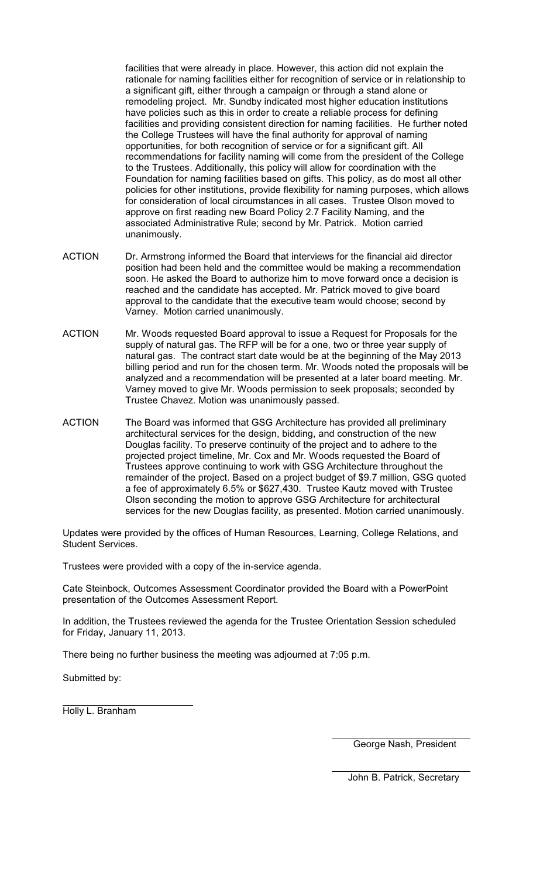facilities that were already in place. However, this action did not explain the rationale for naming facilities either for recognition of service or in relationship to a significant gift, either through a campaign or through a stand alone or remodeling project. Mr. Sundby indicated most higher education institutions have policies such as this in order to create a reliable process for defining facilities and providing consistent direction for naming facilities. He further noted the College Trustees will have the final authority for approval of naming opportunities, for both recognition of service or for a significant gift. All recommendations for facility naming will come from the president of the College to the Trustees. Additionally, this policy will allow for coordination with the Foundation for naming facilities based on gifts. This policy, as do most all other policies for other institutions, provide flexibility for naming purposes, which allows for consideration of local circumstances in all cases. Trustee Olson moved to approve on first reading new Board Policy 2.7 Facility Naming, and the associated Administrative Rule; second by Mr. Patrick. Motion carried unanimously.

ACTION Dr. Armstrong informed the Board that interviews for the financial aid director position had been held and the committee would be making a recommendation soon. He asked the Board to authorize him to move forward once a decision is reached and the candidate has accepted. Mr. Patrick moved to give board approval to the candidate that the executive team would choose; second by Varney. Motion carried unanimously.

ACTION Mr. Woods requested Board approval to issue a Request for Proposals for the supply of natural gas. The RFP will be for a one, two or three year supply of natural gas. The contract start date would be at the beginning of the May 2013 billing period and run for the chosen term. Mr. Woods noted the proposals will be analyzed and a recommendation will be presented at a later board meeting. Mr. Varney moved to give Mr. Woods permission to seek proposals; seconded by Trustee Chavez. Motion was unanimously passed.

ACTION The Board was informed that GSG Architecture has provided all preliminary architectural services for the design, bidding, and construction of the new Douglas facility. To preserve continuity of the project and to adhere to the projected project timeline, Mr. Cox and Mr. Woods requested the Board of Trustees approve continuing to work with GSG Architecture throughout the remainder of the project. Based on a project budget of $9.7 million, GSG quoted a fee of approximately 6.5% or $627,430. Trustee Kautz moved with Trustee Olson seconding the motion to approve GSG Architecture for architectural services for the new Douglas facility, as presented. Motion carried unanimously.

Updates were provided by the offices of Human Resources, Learning, College Relations, and Student Services.

Trustees were provided with a copy of the in-service agenda.

Cate Steinbock, Outcomes Assessment Coordinator provided the Board with a PowerPoint presentation of the Outcomes Assessment Report.

In addition, the Trustees reviewed the agenda for the Trustee Orientation Session scheduled for Friday, January 11, 2013.

There being no further business the meeting was adjourned at 7:05 p.m.

Submitted by:

Holly L. Branham

George Nash, President

John B. Patrick, Secretary